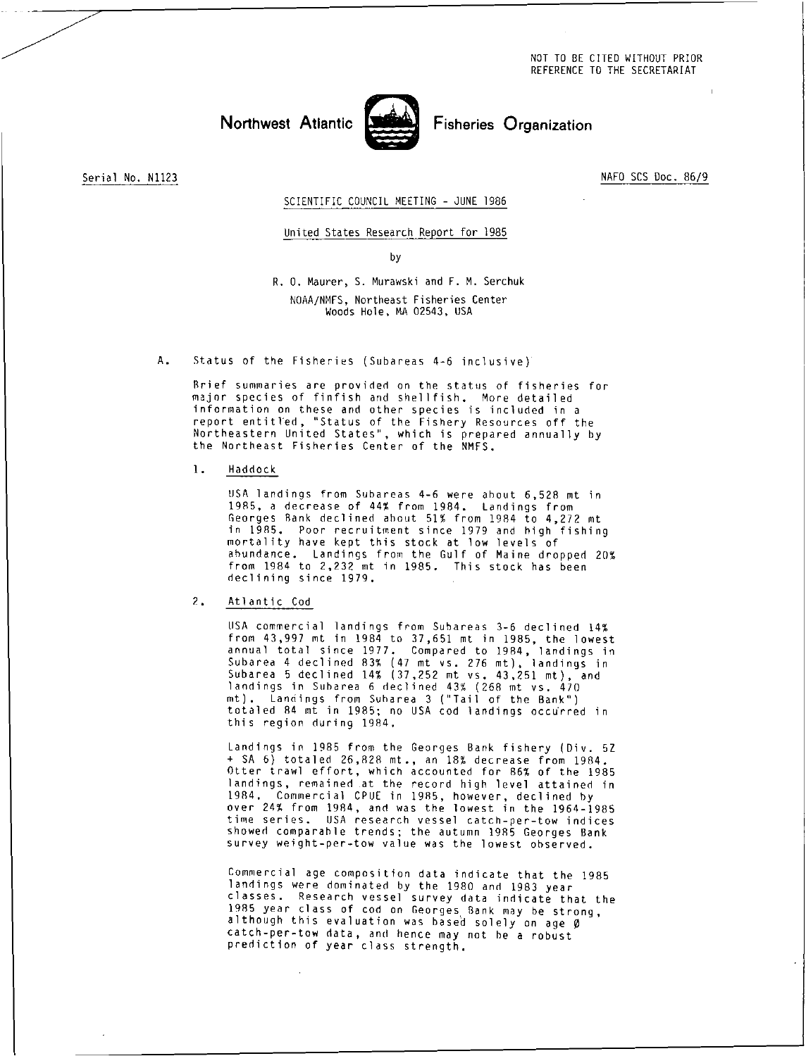NOT TO BE CITED WITHOUT PRIOR REFERENCE TO THE SECRETARIAT

# Northwest Atlantic Fisheries Organization

Serial No. N1123

NAFO SCS Doc. 86/9

SCIENTIFIC COUNCIL MEETING - JUNE 1986

## United States Research Report for 1985

by

R. O. Maurer, S. Murawski and F. M. Serchuk

NOAA/NMFS, Northeast Fisheries Center
Woods Hole, MA 02543, USA

## A. Status of the Fisheries (Subareas 4-6 inclusive)

Brief summaries are provided on the status of fisheries for major species of finfish and shellfish. More detailed information on these and other species is included in a report entitled, "Status of the Fishery Resources off the Northeastern United States", which is prepared annually by the Northeast Fisheries Center of the NMFS.

### 1. Haddock

USA landings from Subareas 4-6 were about 6,528 mt in 1985, a decrease of 44% from 1984. Landings from Georges Bank declined about 51% from 1984 to 4,272 mt in 1985. Poor recruitment since 1979 and high fishing mortality have kept this stock at low levels of abundance. Landings from the Gulf of Maine dropped 20% from 1984 to 2,232 mt in 1985. This stock has been declining since 1979.

### 2. Atlantic Cod

USA commercial landings from Subareas 3-6 declined 14% from 43,997 mt in 1984 to 37,651 mt in 1985, the lowest annual total since 1977. Compared to 1984, landings in Subarea 4 declined 83% (47 mt vs. 276 mt), landings in Subarea 5 declined 14% (37,252 mt vs. 43,251 mt), and landings in Subarea 6 declined 43% (268 mt vs. 470 mt). Landings from Subarea 3 ("Tail of the Bank") totaled 84 mt in 1985; no USA cod landings occurred in this region during 1984.

Landings in 1985 from the Georges Bank fishery (Div. 5Z + SA 6) totaled 26,828 mt., an 18% decrease from 1984. Otter trawl effort, which accounted for 86% of the 1985 landings, remained at the record high level attained in 1984. Commercial CPUE in 1985, however, declined by over 24% from 1984, and was the lowest in the 1964-1985 time series. USA research vessel catch-per-tow indices showed comparable trends; the autumn 1985 Georges Bank survey weight-per-tow value was the lowest observed.

Commercial age composition data indicate that the 1985 landings were dominated by the 1980 and 1983 year classes. Research vessel survey data indicate that the 1985 year class of cod on Georges Bank may be strong, although this evaluation was based solely on age 0 catch-per-tow data, and hence may not be a robust prediction of year class strength.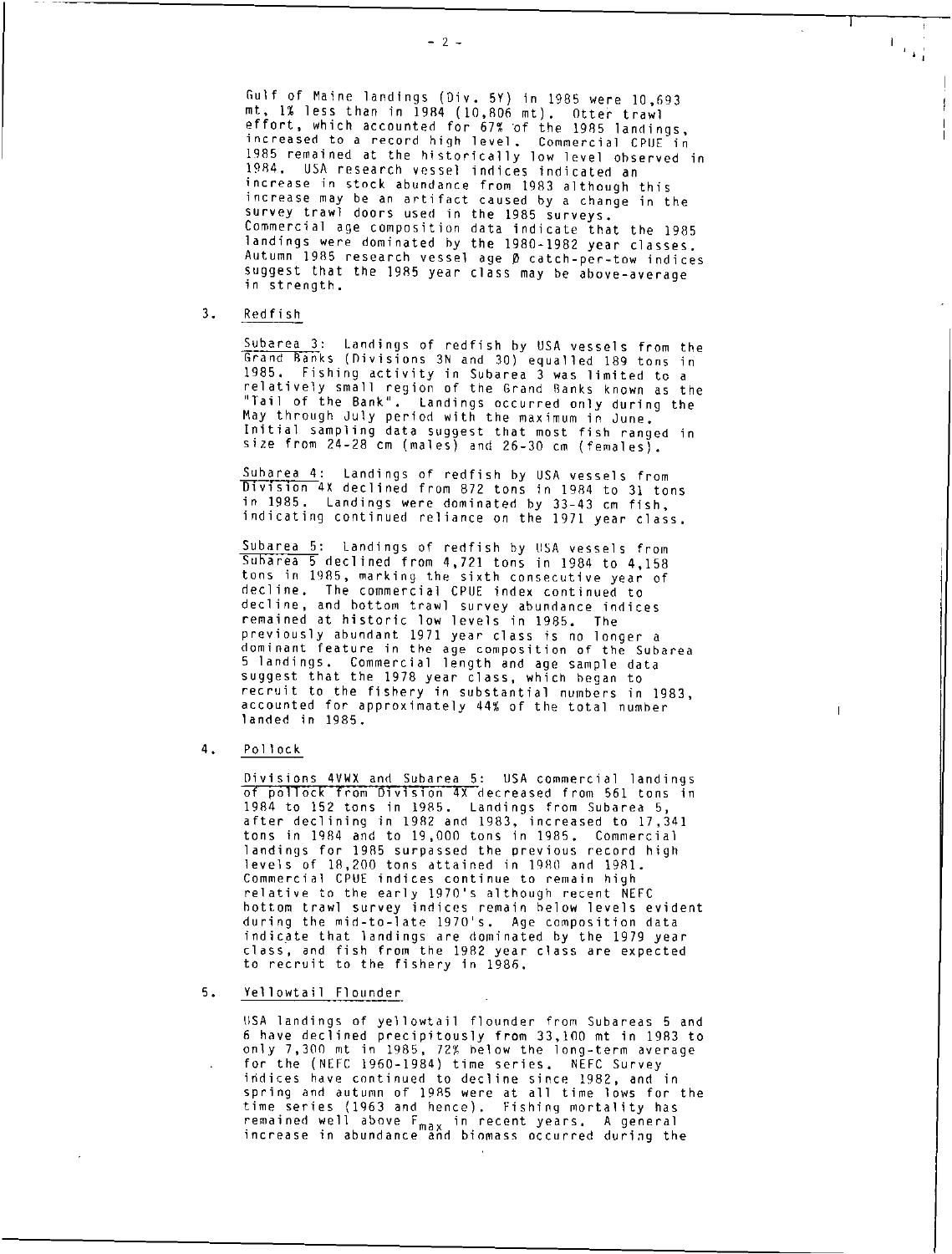Gulf of Maine landings (Div. 5Y) in 1985 were 10,693 mt, 1% less than in 1984 (10,806 mt). Otter trawl effort, which accounted for 67% of the 1985 landings, increased to a record high level. Commercial CPUE in 1985 remained at the historically low level observed in 1984. USA research vessel indices indicated an increase in stock abundance from 1983 although this increase may be an artifact caused by a change in the survey trawl doors used in the 1985 surveys. Commercial age composition data indicate that the 1985 landings were dominated by the 1980-1982 year classes. Autumn 1985 research vessel age Ø catch-per-tow indices suggest that the 1985 year class may be above-average in strength.

3. Redfish

Subarea 3: Landings of redfish by USA vessels from the Grand Banks (Divisions 3N and 3O) equalled 189 tons in 1985. Fishing activity in Subarea 3 was limited to a relatively small region of the Grand Banks known as the "Tail of the Bank". Landings occurred only during the May through July period with the maximum in June. Initial sampling data suggest that most fish ranged in size from 24-28 cm (males) and 26-30 cm (females).

Subarea 4: Landings of redfish by USA vessels from Division 4X declined from 872 tons in 1984 to 31 tons in 1985. Landings were dominated by 33-43 cm fish, indicating continued reliance on the 1971 year class.

Subarea 5: Landings of redfish by USA vessels from Subarea 5 declined from 4,721 tons in 1984 to 4,158 tons in 1985, marking the sixth consecutive year of decline. The commercial CPUE index continued to decline, and bottom trawl survey abundance indices remained at historic low levels in 1985. The previously abundant 1971 year class is no longer a dominant feature in the age composition of the Subarea 5 landings. Commercial length and age sample data suggest that the 1978 year class, which began to recruit to the fishery in substantial numbers in 1983, accounted for approximately 44% of the total number landed in 1985.

4. Pollock

Divisions 4VWX and Subarea 5: USA commercial landings of pollock from Division 4X decreased from 561 tons in 1984 to 152 tons in 1985. Landings from Subarea 5, after declining in 1982 and 1983, increased to 17,341 tons in 1984 and to 19,000 tons in 1985. Commercial landings for 1985 surpassed the previous record high levels of 18,200 tons attained in 1980 and 1981. Commercial CPUE indices continue to remain high relative to the early 1970's although recent NEFC bottom trawl survey indices remain below levels evident during the mid-to-late 1970's. Age composition data indicate that landings are dominated by the 1979 year class, and fish from the 1982 year class are expected to recruit to the fishery in 1986.

5. Yellowtail Flounder

USA landings of yellowtail flounder from Subareas 5 and 6 have declined precipitously from 33,100 mt in 1983 to only 7,300 mt in 1985, 72% below the long-term average for the (NEFC 1960-1984) time series. NEFC Survey indices have continued to decline since 1982, and in spring and autumn of 1985 were at all time lows for the time series (1963 and hence). Fishing mortality has remained well above $F_{max}$ in recent years. A general increase in abundance and biomass occurred during the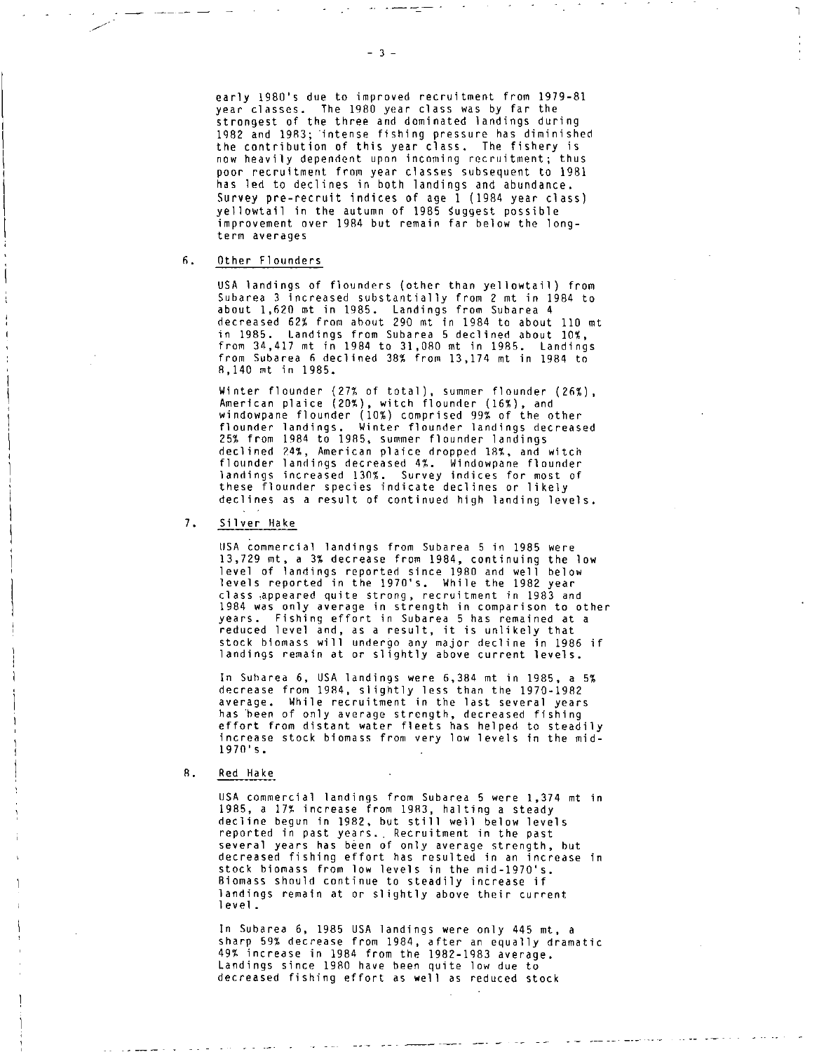early 1980's due to improved recruitment from 1979-81 year classes. The 1980 year class was by far the strongest of the three and dominated landings during 1982 and 1983; intense fishing pressure has diminished the contribution of this year class. The fishery is now heavily dependent upon incoming recruitment; thus poor recruitment from year classes subsequent to 1981 has led to declines in both landings and abundance. Survey pre-recruit indices of age 1 (1984 year class) yellowtail in the autumn of 1985 suggest possible improvement over 1984 but remain far below the long-term averages

6. Other Flounders

USA landings of flounders (other than yellowtail) from Subarea 3 increased substantially from 2 mt in 1984 to about 1,620 mt in 1985. Landings from Subarea 4 decreased 62% from about 290 mt in 1984 to about 110 mt in 1985. Landings from Subarea 5 declined about 10%, from 34,417 mt in 1984 to 31,080 mt in 1985. Landings from Subarea 6 declined 38% from 13,174 mt in 1984 to 8,140 mt in 1985.

Winter flounder (27% of total), summer flounder (26%), American plaice (20%), witch flounder (16%), and windowpane flounder (10%) comprised 99% of the other flounder landings. Winter flounder landings decreased 25% from 1984 to 1985, summer flounder landings declined 24%, American plaice dropped 18%, and witch flounder landings decreased 4%. Windowpane flounder landings increased 130%. Survey indices for most of these flounder species indicate declines or likely declines as a result of continued high landing levels.

7. Silver Hake

USA commercial landings from Subarea 5 in 1985 were 13,729 mt, a 3% decrease from 1984, continuing the low level of landings reported since 1980 and well below levels reported in the 1970's. While the 1982 year class appeared quite strong, recruitment in 1983 and 1984 was only average in strength in comparison to other years. Fishing effort in Subarea 5 has remained at a reduced level and, as a result, it is unlikely that stock biomass will undergo any major decline in 1986 if landings remain at or slightly above current levels.

In Subarea 6, USA landings were 6,384 mt in 1985, a 5% decrease from 1984, slightly less than the 1970-1982 average. While recruitment in the last several years has been of only average strength, decreased fishing effort from distant water fleets has helped to steadily increase stock biomass from very low levels in the mid-1970's.

8. Red Hake

USA commercial landings from Subarea 5 were 1,374 mt in 1985, a 17% increase from 1983, halting a steady decline begun in 1982, but still well below levels reported in past years. Recruitment in the past several years has been of only average strength, but decreased fishing effort has resulted in an increase in stock biomass from low levels in the mid-1970's. Biomass should continue to steadily increase if landings remain at or slightly above their current level.

In Subarea 6, 1985 USA landings were only 445 mt, a sharp 59% decrease from 1984, after an equally dramatic 49% increase in 1984 from the 1982-1983 average. Landings since 1980 have been quite low due to decreased fishing effort as well as reduced stock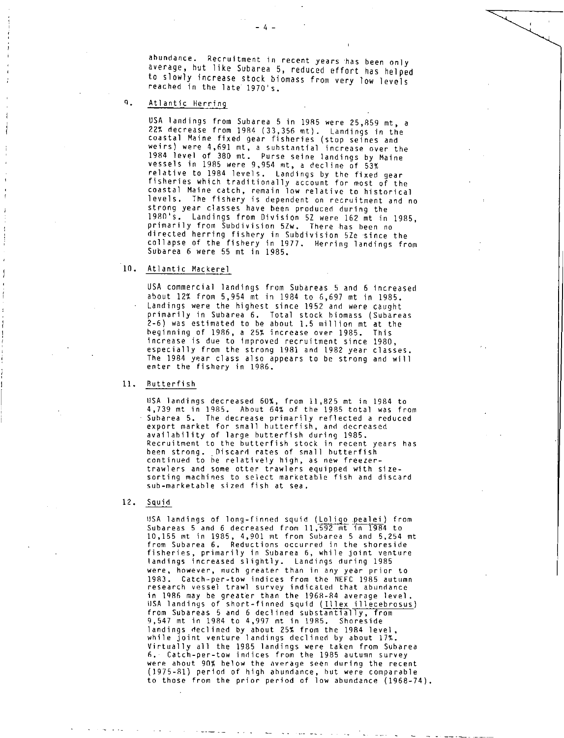abundance. Recruitment in recent years has been only average, but like Subarea 5, reduced effort has helped to slowly increase stock biomass from very low levels reached in the late 1970's.

9. Atlantic Herring

USA landings from Subarea 5 in 1985 were 25,859 mt, a 22% decrease from 1984 (33,356 mt). Landings in the coastal Maine fixed gear fisheries (stop seines and weirs) were 4,691 mt, a substantial increase over the 1984 level of 380 mt. Purse seine landings by Maine vessels in 1985 were 9,954 mt, a decline of 53% relative to 1984 levels. Landings by the fixed gear fisheries which traditionally account for most of the coastal Maine catch, remain low relative to historical levels. The fishery is dependent on recruitment and no strong year classes have been produced during the 1980's. Landings from Division 5Z were 162 mt in 1985, primarily from Subdivision 5Zw. There has been no directed herring fishery in Subdivision 5Ze since the collapse of the fishery in 1977. Herring landings from Subarea 6 were 55 mt in 1985.

10. Atlantic Mackerel

USA commercial landings from Subareas 5 and 6 increased about 12% from 5,954 mt in 1984 to 6,697 mt in 1985. Landings were the highest since 1952 and were caught primarily in Subarea 6. Total stock biomass (Subareas 2-6) was estimated to be about 1.5 million mt at the beginning of 1986, a 25% increase over 1985. This increase is due to improved recruitment since 1980, especially from the strong 1981 and 1982 year classes. The 1984 year class also appears to be strong and will enter the fishery in 1986.

11. Butterfish

USA landings decreased 60%, from 11,825 mt in 1984 to 4,739 mt in 1985. About 64% of the 1985 total was from Subarea 5. The decrease primarily reflected a reduced export market for small butterfish, and decreased availability of large butterfish during 1985. Recruitment to the butterfish stock in recent years has been strong. Discard rates of small butterfish continued to be relatively high, as new freezer-trawlers and some otter trawlers equipped with size-sorting machines to select marketable fish and discard sub-marketable sized fish at sea.

12. Squid

USA landings of long-finned squid (*Loligo pealei*) from Subareas 5 and 6 decreased from 11,592 mt in 1984 to 10,155 mt in 1985, 4,901 mt from Subarea 5 and 5,254 mt from Subarea 6. Reductions occurred in the shoreside fisheries, primarily in Subarea 6, while joint venture landings increased slightly. Landings during 1985 were, however, much greater than in any year prior to 1983. Catch-per-tow indices from the NEFC 1985 autumn research vessel trawl survey indicated that abundance in 1986 may be greater than the 1968-84 average level. USA landings of short-finned squid (*Illex illecebrosus*) from Subareas 5 and 6 declined substantially, from 9,547 mt in 1984 to 4,997 mt in 1985. Shoreside landings declined by about 25% from the 1984 level, while joint venture landings declined by about 17%. Virtually all the 1985 landings were taken from Subarea 6. Catch-per-tow indices from the 1985 autumn survey were about 90% below the average seen during the recent (1975-81) period of high abundance, but were comparable to those from the prior period of low abundance (1968-74).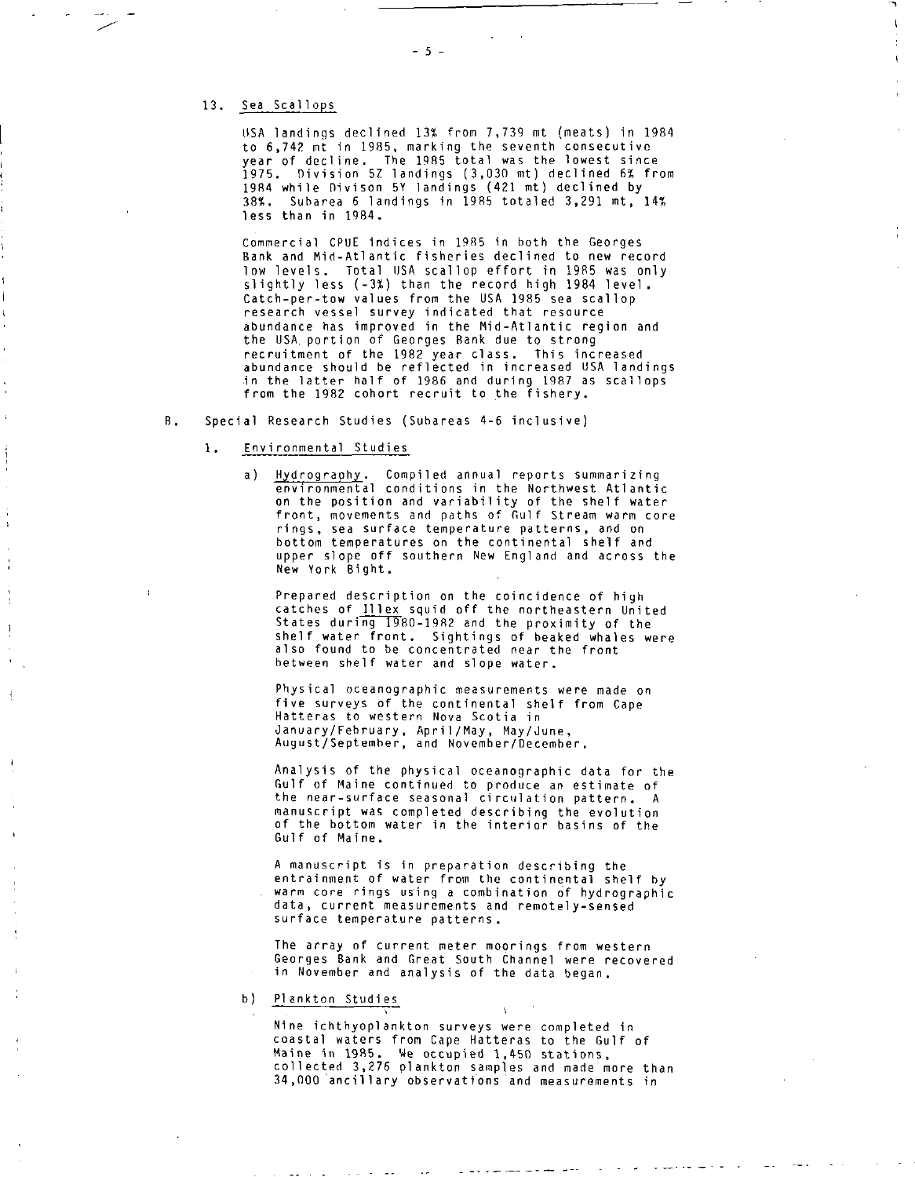13. Sea Scallops

USA landings declined 13% from 7,739 mt (meats) in 1984 to 6,742 mt in 1985, marking the seventh consecutive year of decline. The 1985 total was the lowest since 1975. Division 5Z landings (3,030 mt) declined 6% from 1984 while Divison 5Y landings (421 mt) declined by 38%. Subarea 6 landings in 1985 totaled 3,291 mt, 14% less than in 1984.

Commercial CPUE indices in 1985 in both the Georges Bank and Mid-Atlantic fisheries declined to new record low levels. Total USA scallop effort in 1985 was only slightly less (-3%) than the record high 1984 level. Catch-per-tow values from the USA 1985 sea scallop research vessel survey indicated that resource abundance has improved in the Mid-Atlantic region and the USA portion of Georges Bank due to strong recruitment of the 1982 year class. This increased abundance should be reflected in increased USA landings in the latter half of 1986 and during 1987 as scallops from the 1982 cohort recruit to the fishery.

B. Special Research Studies (Subareas 4-6 inclusive)

1. Environmental Studies

a) Hydrography. Compiled annual reports summarizing environmental conditions in the Northwest Atlantic on the position and variability of the shelf water front, movements and paths of Gulf Stream warm core rings, sea surface temperature patterns, and on bottom temperatures on the continental shelf and upper slope off southern New England and across the New York Bight.

Prepared description on the coincidence of high catches of *Illex* squid off the northeastern United States during 1980-1982 and the proximity of the shelf water front. Sightings of beaked whales were also found to be concentrated near the front between shelf water and slope water.

Physical oceanographic measurements were made on five surveys of the continental shelf from Cape Hatteras to western Nova Scotia in January/February, April/May, May/June, August/September, and November/December.

Analysis of the physical oceanographic data for the Gulf of Maine continued to produce an estimate of the near-surface seasonal circulation pattern. A manuscript was completed describing the evolution of the bottom water in the interior basins of the Gulf of Maine.

A manuscript is in preparation describing the entrainment of water from the continental shelf by warm core rings using a combination of hydrographic data, current measurements and remotely-sensed surface temperature patterns.

The array of current meter moorings from western Georges Bank and Great South Channel were recovered in November and analysis of the data began.

b) Plankton Studies

Nine ichthyoplankton surveys were completed in coastal waters from Cape Hatteras to the Gulf of Maine in 1985. We occupied 1,450 stations, collected 3,276 plankton samples and made more than 34,000 ancillary observations and measurements in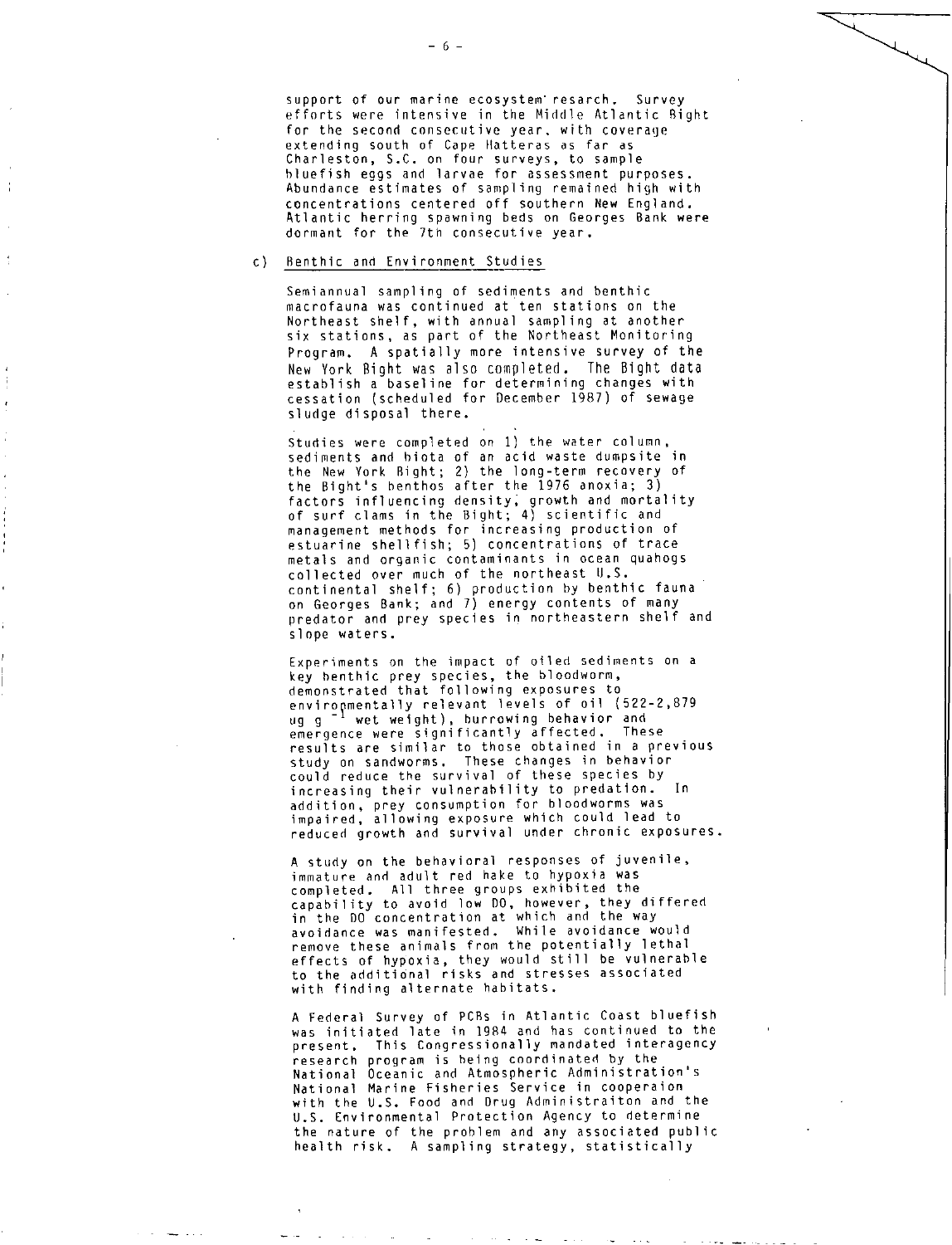support of our marine ecosystem resarch. Survey efforts were intensive in the Middle Atlantic Bight for the second consecutive year, with coverage extending south of Cape Hatteras as far as Charleston, S.C. on four surveys, to sample bluefish eggs and larvae for assessment purposes. Abundance estimates of sampling remained high with concentrations centered off southern New England. Atlantic herring spawning beds on Georges Bank were dormant for the 7th consecutive year.

c) Benthic and Environment Studies

Semiannual sampling of sediments and benthic macrofauna was continued at ten stations on the Northeast shelf, with annual sampling at another six stations, as part of the Northeast Monitoring Program. A spatially more intensive survey of the New York Bight was also completed. The Bight data establish a baseline for determining changes with cessation (scheduled for December 1987) of sewage sludge disposal there.

Studies were completed on 1) the water column, sediments and biota of an acid waste dumpsite in the New York Bight; 2) the long-term recovery of the Bight's benthos after the 1976 anoxia; 3) factors influencing density, growth and mortality of surf clams in the Bight; 4) scientific and management methods for increasing production of estuarine shellfish; 5) concentrations of trace metals and organic contaminants in ocean quahogs collected over much of the northeast U.S. continental shelf; 6) production by benthic fauna on Georges Bank; and 7) energy contents of many predator and prey species in northeastern shelf and slope waters.

Experiments on the impact of oiled sediments on a key benthic prey species, the bloodworm, demonstrated that following exposures to environmentally relevant levels of oil (522-2,879 ug $g^{-1}$ wet weight), burrowing behavior and emergence were significantly affected. These results are similar to those obtained in a previous study on sandworms. These changes in behavior could reduce the survival of these species by increasing their vulnerability to predation. In addition, prey consumption for bloodworms was impaired, allowing exposure which could lead to reduced growth and survival under chronic exposures.

A study on the behavioral responses of juvenile, immature and adult red hake to hypoxia was completed. All three groups exhibited the capability to avoid low DO, however, they differed in the DO concentration at which and the way avoidance was manifested. While avoidance would remove these animals from the potentially lethal effects of hypoxia, they would still be vulnerable to the additional risks and stresses associated with finding alternate habitats.

A Federal Survey of PCBs in Atlantic Coast bluefish was initiated late in 1984 and has continued to the present. This Congressionally mandated interagency research program is being coordinated by the National Oceanic and Atmospheric Administration's National Marine Fisheries Service in cooperaion with the U.S. Food and Drug Administraiton and the U.S. Environmental Protection Agency to determine the nature of the problem and any associated public health risk. A sampling strategy, statistically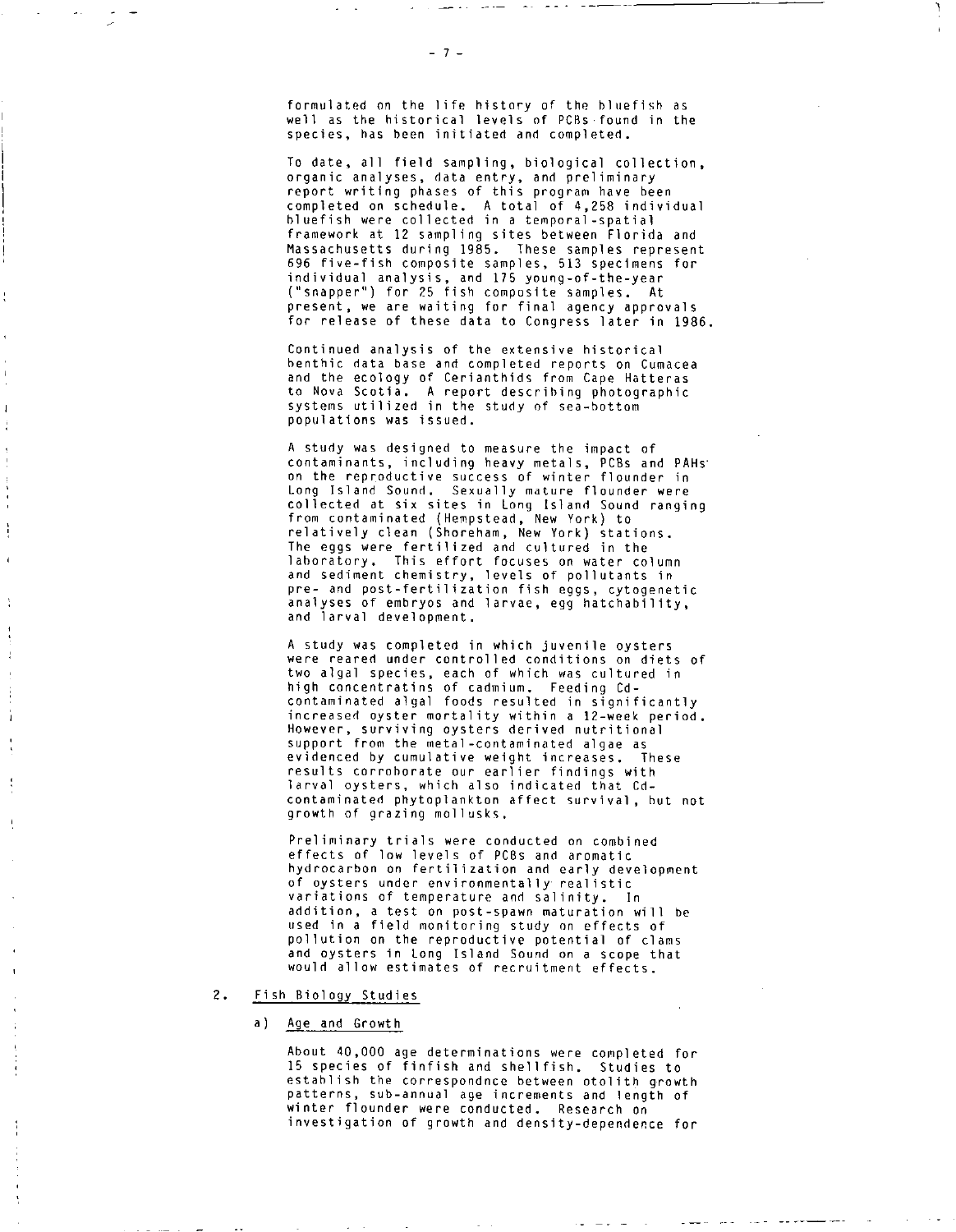formulated on the life history of the bluefish as well as the historical levels of PCBs found in the species, has been initiated and completed.

To date, all field sampling, biological collection, organic analyses, data entry, and preliminary report writing phases of this program have been completed on schedule. A total of 4,258 individual bluefish were collected in a temporal-spatial framework at 12 sampling sites between Florida and Massachusetts during 1985. These samples represent 696 five-fish composite samples, 513 specimens for individual analysis, and 175 young-of-the-year ("snapper") for 25 fish composite samples. At present, we are waiting for final agency approvals for release of these data to Congress later in 1986.

Continued analysis of the extensive historical benthic data base and completed reports on Cumacea and the ecology of Cerianthids from Cape Hatteras to Nova Scotia. A report describing photographic systems utilized in the study of sea-bottom populations was issued.

A study was designed to measure the impact of contaminants, including heavy metals, PCBs and PAHs on the reproductive success of winter flounder in Long Island Sound. Sexually mature flounder were collected at six sites in Long Island Sound ranging from contaminated (Hempstead, New York) to relatively clean (Shoreham, New York) stations. The eggs were fertilized and cultured in the laboratory. This effort focuses on water column and sediment chemistry, levels of pollutants in pre- and post-fertilization fish eggs, cytogenetic analyses of embryos and larvae, egg hatchability, and larval development.

A study was completed in which juvenile oysters were reared under controlled conditions on diets of two algal species, each of which was cultured in high concentratins of cadmium. Feeding Cd-contaminated algal foods resulted in significantly increased oyster mortality within a 12-week period. However, surviving oysters derived nutritional support from the metal-contaminated algae as evidenced by cumulative weight increases. These results corroborate our earlier findings with larval oysters, which also indicated that Cd-contaminated phytoplankton affect survival, but not growth of grazing mollusks.

Preliminary trials were conducted on combined effects of low levels of PCBs and aromatic hydrocarbon on fertilization and early development of oysters under environmentally realistic variations of temperature and salinity. In addition, a test on post-spawn maturation will be used in a field monitoring study on effects of pollution on the reproductive potential of clams and oysters in Long Island Sound on a scope that would allow estimates of recruitment effects.

2. Fish Biology Studies

a) Age and Growth

About 40,000 age determinations were completed for 15 species of finfish and shellfish. Studies to establish the correspondnce between otolith growth patterns, sub-annual age increments and length of winter flounder were conducted. Research on investigation of growth and density-dependence for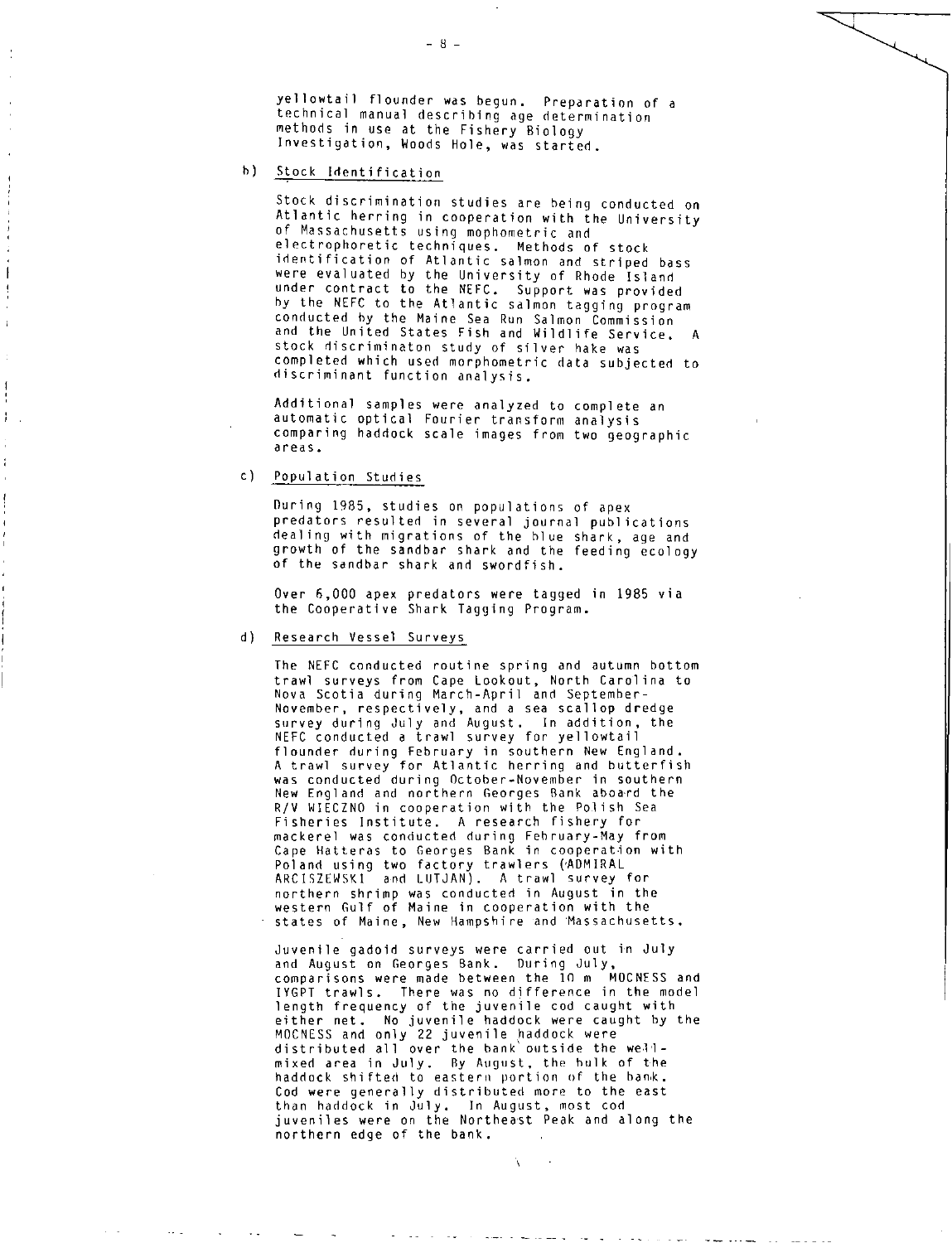yellowtail flounder was begun. Preparation of a technical manual describing age determination methods in use at the Fishery Biology Investigation, Woods Hole, was started.

b) Stock Identification

Stock discrimination studies are being conducted on Atlantic herring in cooperation with the University of Massachusetts using mophometric and electrophoretic techniques. Methods of stock identification of Atlantic salmon and striped bass were evaluated by the University of Rhode Island under contract to the NEFC. Support was provided by the NEFC to the Atlantic salmon tagging program conducted by the Maine Sea Run Salmon Commission and the United States Fish and Wildlife Service. A stock discriminaton study of silver hake was completed which used morphometric data subjected to discriminant function analysis.

Additional samples were analyzed to complete an automatic optical Fourier transform analysis comparing haddock scale images from two geographic areas.

c) Population Studies

During 1985, studies on populations of apex predators resulted in several journal publications dealing with migrations of the blue shark, age and growth of the sandbar shark and the feeding ecology of the sandbar shark and swordfish.

Over 6,000 apex predators were tagged in 1985 via the Cooperative Shark Tagging Program.

d) Research Vessel Surveys

The NEFC conducted routine spring and autumn bottom trawl surveys from Cape Lookout, North Carolina to Nova Scotia during March-April and September-November, respectively, and a sea scallop dredge survey during July and August. In addition, the NEFC conducted a trawl survey for yellowtail flounder during February in southern New England. A trawl survey for Atlantic herring and butterfish was conducted during October-November in southern New England and northern Georges Bank aboard the R/V WIECZNO in cooperation with the Polish Sea Fisheries Institute. A research fishery for mackerel was conducted during February-May from Cape Hatteras to Georges Bank in cooperation with Poland using two factory trawlers (ADMIRAL ARCISZEWSKI and LUTJAN). A trawl survey for northern shrimp was conducted in August in the western Gulf of Maine in cooperation with the states of Maine, New Hampshire and Massachusetts.

Juvenile gadoid surveys were carried out in July and August on Georges Bank. During July, comparisons were made between the 10 m MOCNESS and IYGPT trawls. There was no difference in the model length frequency of the juvenile cod caught with either net. No juvenile haddock were caught by the MOCNESS and only 22 juvenile haddock were distributed all over the bank outside the well-mixed area in July. By August, the bulk of the haddock shifted to eastern portion of the bank. Cod were generally distributed more to the east than haddock in July. In August, most cod juveniles were on the Northeast Peak and along the northern edge of the bank.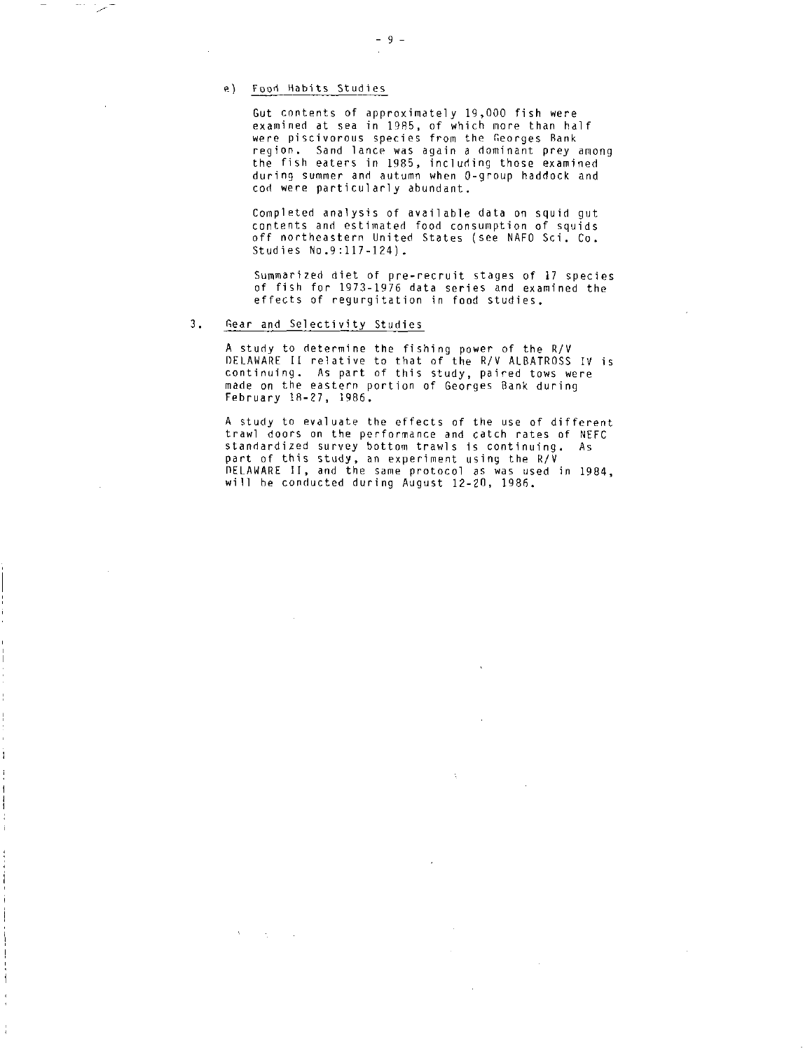e) Food Habits Studies

Gut contents of approximately 19,000 fish were examined at sea in 1985, of which more than half were piscivorous species from the Georges Bank region. Sand lance was again a dominant prey among the fish eaters in 1985, including those examined during summer and autumn when 0-group haddock and cod were particularly abundant.

Completed analysis of available data on squid gut contents and estimated food consumption of squids off northeastern United States (see NAFO Sci. Co. Studies No.9:117-124).

Summarized diet of pre-recruit stages of 17 species of fish for 1973-1976 data series and examined the effects of regurgitation in food studies.

3. Gear and Selectivity Studies

A study to determine the fishing power of the R/V DELAWARE II relative to that of the R/V ALBATROSS IV is continuing. As part of this study, paired tows were made on the eastern portion of Georges Bank during February 18-27, 1986.

A study to evaluate the effects of the use of different trawl doors on the performance and catch rates of NEFC standardized survey bottom trawls is continuing. As part of this study, an experiment using the R/V DELAWARE II, and the same protocol as was used in 1984, will be conducted during August 12-20, 1986.